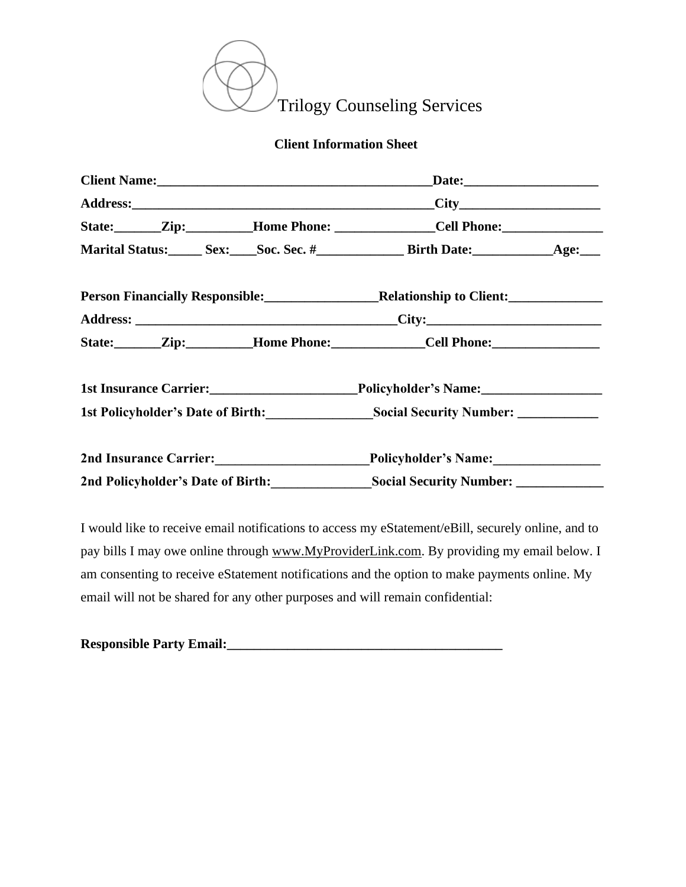Trilogy Counseling Services

**Client Information Sheet**

**Client Name:________________________________________Date:___________________**

**Address:_____________________________________________City____________________**

**State:_______Zip:_________Home Phone: ______________Cell Phone:_______________**

**Marital Status:_____ Sex:____Soc. Sec. #_____________ Birth Date:___________Age:___**

**Person Financially Responsible:________________Relationship to Client:_____________**

**Address: ______________________________________City:_________________________**

**State:_______Zip:_________Home Phone:_____________Cell Phone:________________**

**1st Insurance Carrier:_____________________Policyholder's Name:_________________**

**1st Policyholder's Date of Birth:_______________Social Security Number: ___________**

**2nd Insurance Carrier:______________________Policyholder's Name:________________**

**2nd Policyholder's Date of Birth:______________Social Security Number: ____________**

I would like to receive email notifications to access my eStatement/eBill, securely online, and to pay bills I may owe online through www.MyProviderLink.com. By providing my email below. I am consenting to receive eStatement notifications and the option to make payments online. My email will not be shared for any other purposes and will remain confidential:

**Responsible Party Email:_________________________________________**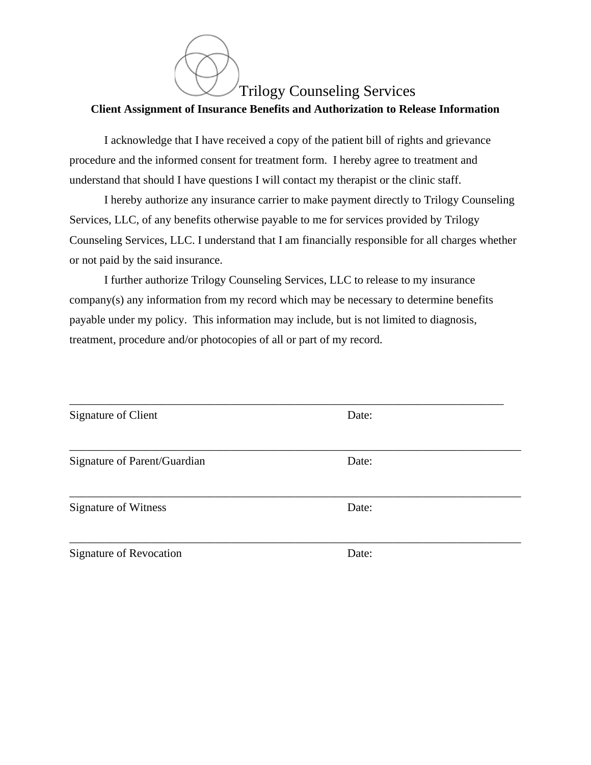# Trilogy Counseling Services

## Client Assignment of Insurance Benefits and Authorization to Release Information

I acknowledge that I have received a copy of the patient bill of rights and grievance procedure and the informed consent for treatment form. I hereby agree to treatment and understand that should I have questions I will contact my therapist or the clinic staff.

I hereby authorize any insurance carrier to make payment directly to Trilogy Counseling Services, LLC, of any benefits otherwise payable to me for services provided by Trilogy Counseling Services, LLC. I understand that I am financially responsible for all charges whether or not paid by the said insurance.

I further authorize Trilogy Counseling Services, LLC to release to my insurance company(s) any information from my record which may be necessary to determine benefits payable under my policy. This information may include, but is not limited to diagnosis, treatment, procedure and/or photocopies of all or part of my record.

______________________________________________________________________________

Signature of Client Date:

______________________________________________________________________________

Signature of Parent/Guardian Date:

______________________________________________________________________________

Signature of Witness Date:

______________________________________________________________________________

Signature of Revocation Date: